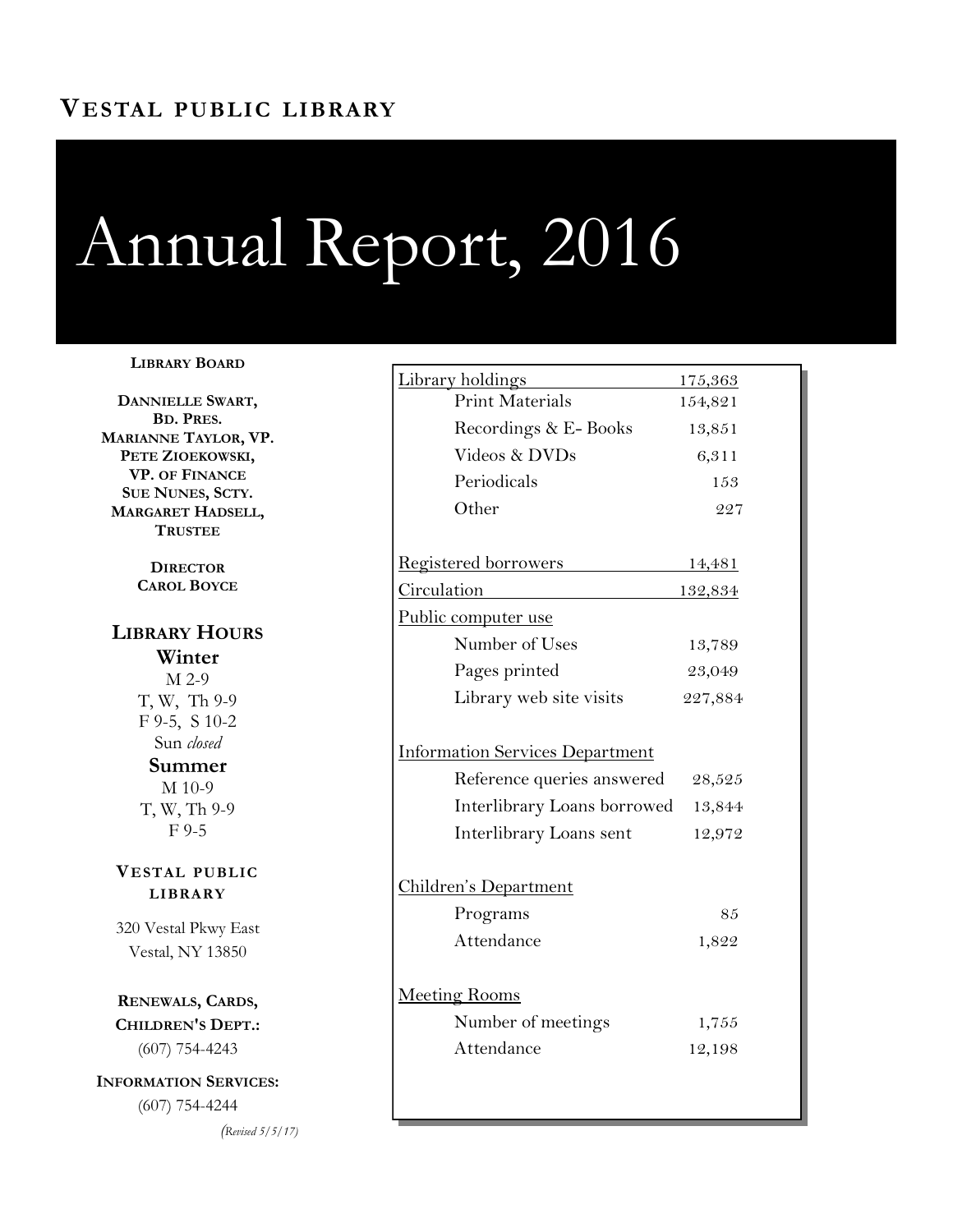**Vestal public library**

# Annual Report, 2016

**Library Board**

**Dannielle Swart, Bd. Pres.**
**Marianne Taylor, VP.**
**Pete Zioekowski, VP. of Finance**
**Sue Nunes, Scty.**
**Margaret Hadsell, Trustee**

**Director**
**Carol Boyce**

## Library Hours

**Winter**

M 2-9
T, W, Th 9-9
F 9-5, S 10-2
Sun *closed*

**Summer**

M 10-9
T, W, Th 9-9
F 9-5

**Vestal public library**

320 Vestal Pkwy East
Vestal, NY 13850

**Renewals, Cards, Children's Dept.:**
(607) 754-4243

**Information Services:**
(607) 754-4244

*(Revised 5/5/17)*

| | |
|---|---|
| Library holdings | 175,363 |
| Print Materials | 154,821 |
| Recordings & E- Books | 13,851 |
| Videos & DVDs | 6,311 |
| Periodicals | 153 |
| Other | 227 |
| | |
| Registered borrowers | 14,481 |
| Circulation | 132,834 |
| Public computer use | |
| Number of Uses | 13,789 |
| Pages printed | 23,049 |
| Library web site visits | 227,884 |
| | |
| Information Services Department | |
| Reference queries answered | 28,525 |
| Interlibrary Loans borrowed | 13,844 |
| Interlibrary Loans sent | 12,972 |
| | |
| Children's Department | |
| Programs | 85 |
| Attendance | 1,822 |
| | |
| Meeting Rooms | |
| Number of meetings | 1,755 |
| Attendance | 12,198 |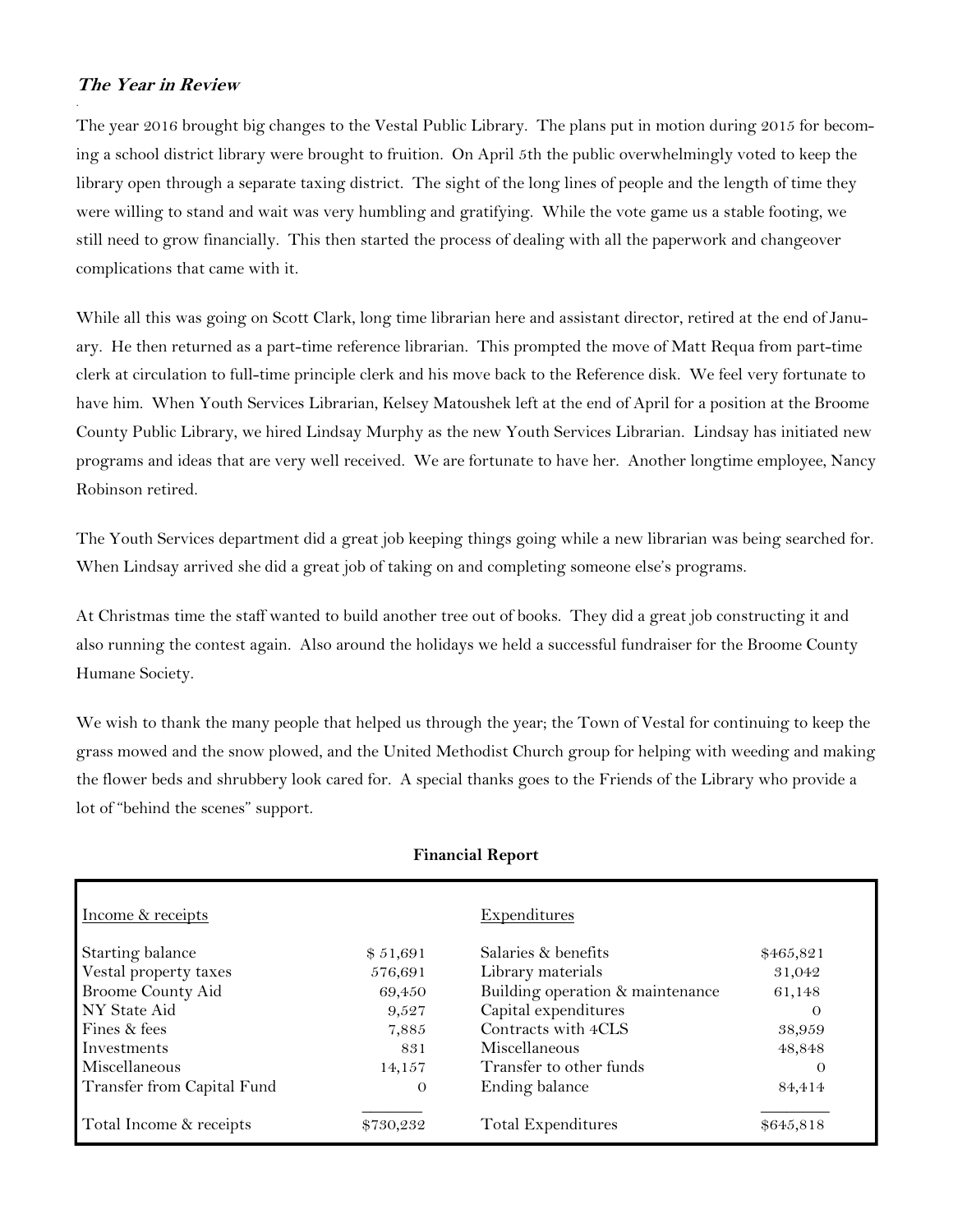### ***The Year in Review***

The year 2016 brought big changes to the Vestal Public Library. The plans put in motion during 2015 for becoming a school district library were brought to fruition. On April 5th the public overwhelmingly voted to keep the library open through a separate taxing district. The sight of the long lines of people and the length of time they were willing to stand and wait was very humbling and gratifying. While the vote game us a stable footing, we still need to grow financially. This then started the process of dealing with all the paperwork and changeover complications that came with it.

While all this was going on Scott Clark, long time librarian here and assistant director, retired at the end of January. He then returned as a part-time reference librarian. This prompted the move of Matt Requa from part-time clerk at circulation to full-time principle clerk and his move back to the Reference disk. We feel very fortunate to have him. When Youth Services Librarian, Kelsey Matoushek left at the end of April for a position at the Broome County Public Library, we hired Lindsay Murphy as the new Youth Services Librarian. Lindsay has initiated new programs and ideas that are very well received. We are fortunate to have her. Another longtime employee, Nancy Robinson retired.

The Youth Services department did a great job keeping things going while a new librarian was being searched for. When Lindsay arrived she did a great job of taking on and completing someone else's programs.

At Christmas time the staff wanted to build another tree out of books. They did a great job constructing it and also running the contest again. Also around the holidays we held a successful fundraiser for the Broome County Humane Society.

We wish to thank the many people that helped us through the year; the Town of Vestal for continuing to keep the grass mowed and the snow plowed, and the United Methodist Church group for helping with weeding and making the flower beds and shrubbery look cared for. A special thanks goes to the Friends of the Library who provide a lot of "behind the scenes" support.

**Financial Report**

| Income & receipts | | Expenditures | |
|---|---|---|---|
| Starting balance | $ 51,691 | Salaries & benefits | $465,821 |
| Vestal property taxes | 576,691 | Library materials | 31,042 |
| Broome County Aid | 69,450 | Building operation & maintenance | 61,148 |
| NY State Aid | 9,527 | Capital expenditures | 0 |
| Fines & fees | 7,885 | Contracts with 4CLS | 38,959 |
| Investments | 831 | Miscellaneous | 48,848 |
| Miscellaneous | 14,157 | Transfer to other funds | 0 |
| Transfer from Capital Fund | 0 | Ending balance | 84,414 |
| Total Income & receipts | $730,232 | Total Expenditures | $645,818 |